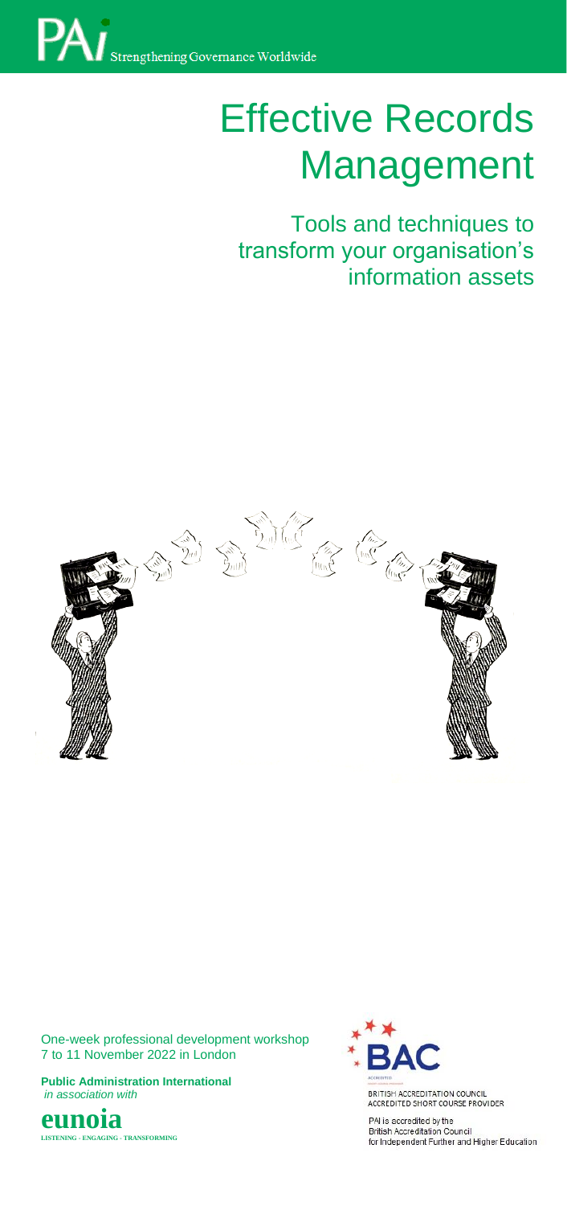PAI Strengthening Governance Worldwide

# Effective Records Management

## Tools and techniques to transform your organisation's information assets

One-week professional development workshop
7 to 11 November 2022 in London

**Public Administration International**
*in association with*

**eunoia**
LISTENING · ENGAGING · TRANSFORMING

BAC
ACCREDITED
BRITISH ACCREDITATION COUNCIL
ACCREDITED SHORT COURSE PROVIDER

PAI is accredited by the
British Accreditation Council
for Independent Further and Higher Education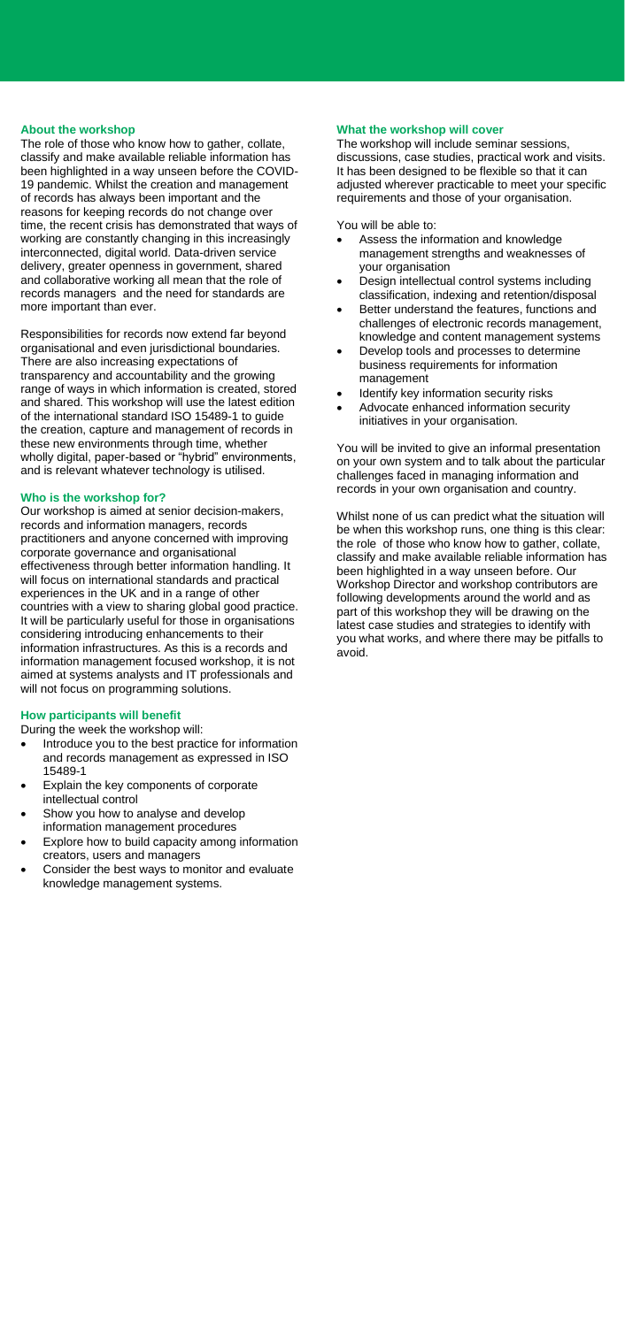## About the workshop

The role of those who know how to gather, collate, classify and make available reliable information has been highlighted in a way unseen before the COVID-19 pandemic. Whilst the creation and management of records has always been important and the reasons for keeping records do not change over time, the recent crisis has demonstrated that ways of working are constantly changing in this increasingly interconnected, digital world. Data-driven service delivery, greater openness in government, shared and collaborative working all mean that the role of records managers and the need for standards are more important than ever.

Responsibilities for records now extend far beyond organisational and even jurisdictional boundaries. There are also increasing expectations of transparency and accountability and the growing range of ways in which information is created, stored and shared. This workshop will use the latest edition of the international standard ISO 15489-1 to guide the creation, capture and management of records in these new environments through time, whether wholly digital, paper-based or "hybrid" environments, and is relevant whatever technology is utilised.

## Who is the workshop for?

Our workshop is aimed at senior decision-makers, records and information managers, records practitioners and anyone concerned with improving corporate governance and organisational effectiveness through better information handling. It will focus on international standards and practical experiences in the UK and in a range of other countries with a view to sharing global good practice. It will be particularly useful for those in organisations considering introducing enhancements to their information infrastructures. As this is a records and information management focused workshop, it is not aimed at systems analysts and IT professionals and will not focus on programming solutions.

## How participants will benefit

During the week the workshop will:

- Introduce you to the best practice for information and records management as expressed in ISO 15489-1
- Explain the key components of corporate intellectual control
- Show you how to analyse and develop information management procedures
- Explore how to build capacity among information creators, users and managers
- Consider the best ways to monitor and evaluate knowledge management systems.

## What the workshop will cover

The workshop will include seminar sessions, discussions, case studies, practical work and visits. It has been designed to be flexible so that it can adjusted wherever practicable to meet your specific requirements and those of your organisation.

You will be able to:

- Assess the information and knowledge management strengths and weaknesses of your organisation
- Design intellectual control systems including classification, indexing and retention/disposal
- Better understand the features, functions and challenges of electronic records management, knowledge and content management systems
- Develop tools and processes to determine business requirements for information management
- Identify key information security risks
- Advocate enhanced information security initiatives in your organisation.

You will be invited to give an informal presentation on your own system and to talk about the particular challenges faced in managing information and records in your own organisation and country.

Whilst none of us can predict what the situation will be when this workshop runs, one thing is this clear: the role of those who know how to gather, collate, classify and make available reliable information has been highlighted in a way unseen before. Our Workshop Director and workshop contributors are following developments around the world and as part of this workshop they will be drawing on the latest case studies and strategies to identify with you what works, and where there may be pitfalls to avoid.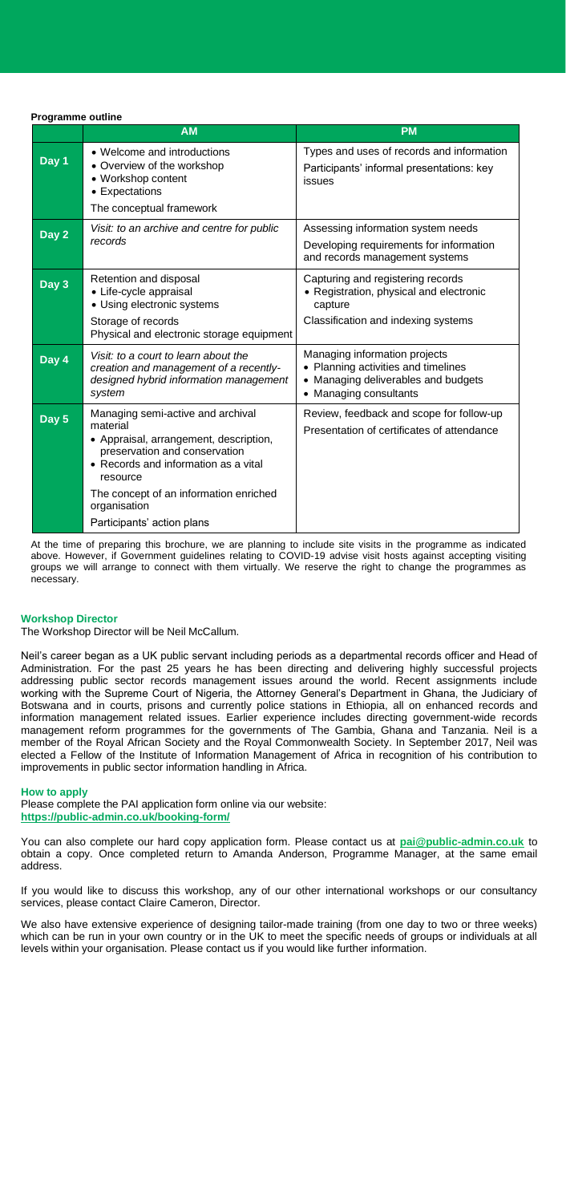**Programme outline**

| | AM | PM |
|---|---|---|
| **Day 1** | • Welcome and introductions<br>• Overview of the workshop<br>• Workshop content<br>• Expectations<br>The conceptual framework | Types and uses of records and information<br>Participants' informal presentations: key issues |
| **Day 2** | *Visit: to an archive and centre for public records* | Assessing information system needs<br>Developing requirements for information and records management systems |
| **Day 3** | Retention and disposal<br>• Life-cycle appraisal<br>• Using electronic systems<br>Storage of records<br>Physical and electronic storage equipment | Capturing and registering records<br>• Registration, physical and electronic capture<br>Classification and indexing systems |
| **Day 4** | *Visit: to a court to learn about the creation and management of a recently-designed hybrid information management system* | Managing information projects<br>• Planning activities and timelines<br>• Managing deliverables and budgets<br>• Managing consultants |
| **Day 5** | Managing semi-active and archival material<br>• Appraisal, arrangement, description, preservation and conservation<br>• Records and information as a vital resource<br>The concept of an information enriched organisation<br>Participants' action plans | Review, feedback and scope for follow-up<br>Presentation of certificates of attendance |

At the time of preparing this brochure, we are planning to include site visits in the programme as indicated above. However, if Government guidelines relating to COVID-19 advise visit hosts against accepting visiting groups we will arrange to connect with them virtually. We reserve the right to change the programmes as necessary.

## Workshop Director

The Workshop Director will be Neil McCallum.

Neil's career began as a UK public servant including periods as a departmental records officer and Head of Administration. For the past 25 years he has been directing and delivering highly successful projects addressing public sector records management issues around the world. Recent assignments include working with the Supreme Court of Nigeria, the Attorney General's Department in Ghana, the Judiciary of Botswana and in courts, prisons and currently police stations in Ethiopia, all on enhanced records and information management related issues. Earlier experience includes directing government-wide records management reform programmes for the governments of The Gambia, Ghana and Tanzania. Neil is a member of the Royal African Society and the Royal Commonwealth Society. In September 2017, Neil was elected a Fellow of the Institute of Information Management of Africa in recognition of his contribution to improvements in public sector information handling in Africa.

## How to apply

Please complete the PAI application form online via our website:
**https://public-admin.co.uk/booking-form/**

You can also complete our hard copy application form. Please contact us at **pai@public-admin.co.uk** to obtain a copy. Once completed return to Amanda Anderson, Programme Manager, at the same email address.

If you would like to discuss this workshop, any of our other international workshops or our consultancy services, please contact Claire Cameron, Director.

We also have extensive experience of designing tailor-made training (from one day to two or three weeks) which can be run in your own country or in the UK to meet the specific needs of groups or individuals at all levels within your organisation. Please contact us if you would like further information.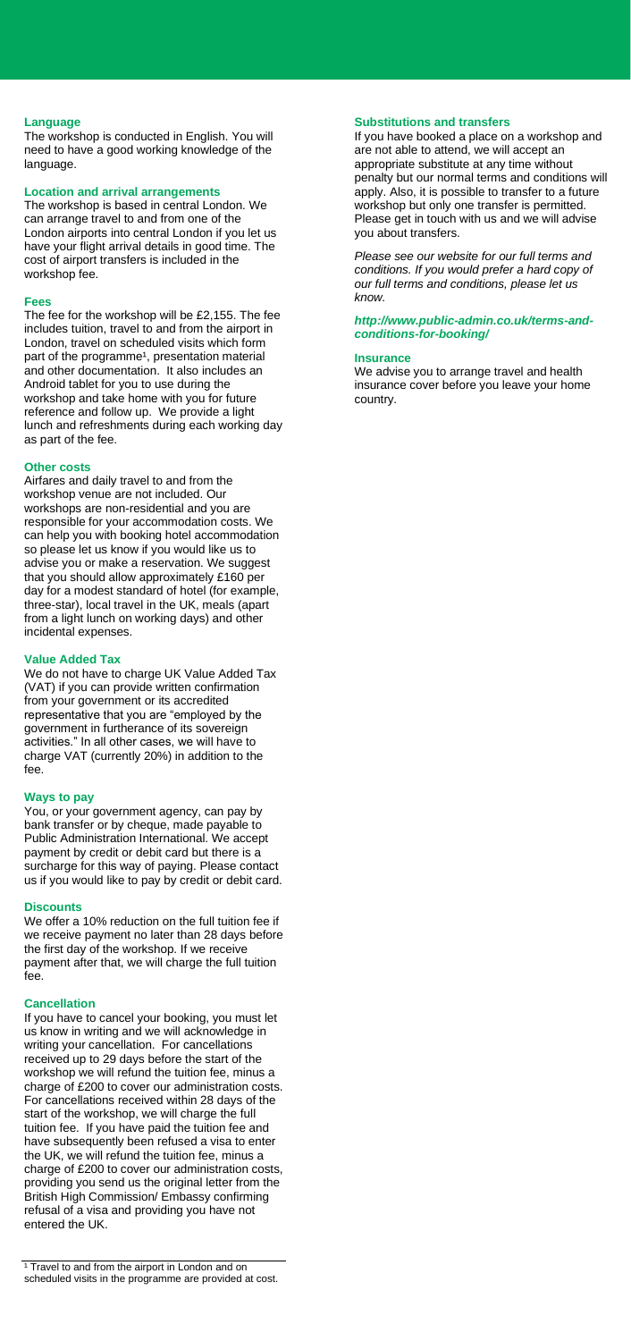## Language

The workshop is conducted in English. You will need to have a good working knowledge of the language.

## Location and arrival arrangements

The workshop is based in central London. We can arrange travel to and from one of the London airports into central London if you let us have your flight arrival details in good time. The cost of airport transfers is included in the workshop fee.

## Fees

The fee for the workshop will be £2,155. The fee includes tuition, travel to and from the airport in London, travel on scheduled visits which form part of the programme[1], presentation material and other documentation. It also includes an Android tablet for you to use during the workshop and take home with you for future reference and follow up. We provide a light lunch and refreshments during each working day as part of the fee.

## Other costs

Airfares and daily travel to and from the workshop venue are not included. Our workshops are non-residential and you are responsible for your accommodation costs. We can help you with booking hotel accommodation so please let us know if you would like us to advise you or make a reservation. We suggest that you should allow approximately £160 per day for a modest standard of hotel (for example, three-star), local travel in the UK, meals (apart from a light lunch on working days) and other incidental expenses.

## Value Added Tax

We do not have to charge UK Value Added Tax (VAT) if you can provide written confirmation from your government or its accredited representative that you are "employed by the government in furtherance of its sovereign activities." In all other cases, we will have to charge VAT (currently 20%) in addition to the fee.

## Ways to pay

You, or your government agency, can pay by bank transfer or by cheque, made payable to Public Administration International. We accept payment by credit or debit card but there is a surcharge for this way of paying. Please contact us if you would like to pay by credit or debit card.

## Discounts

We offer a 10% reduction on the full tuition fee if we receive payment no later than 28 days before the first day of the workshop. If we receive payment after that, we will charge the full tuition fee.

## Cancellation

If you have to cancel your booking, you must let us know in writing and we will acknowledge in writing your cancellation. For cancellations received up to 29 days before the start of the workshop we will refund the tuition fee, minus a charge of £200 to cover our administration costs. For cancellations received within 28 days of the start of the workshop, we will charge the full tuition fee. If you have paid the tuition fee and have subsequently been refused a visa to enter the UK, we will refund the tuition fee, minus a charge of £200 to cover our administration costs, providing you send us the original letter from the British High Commission/ Embassy confirming refusal of a visa and providing you have not entered the UK.

## Substitutions and transfers

If you have booked a place on a workshop and are not able to attend, we will accept an appropriate substitute at any time without penalty but our normal terms and conditions will apply. Also, it is possible to transfer to a future workshop but only one transfer is permitted. Please get in touch with us and we will advise you about transfers.

*Please see our website for our full terms and conditions. If you would prefer a hard copy of our full terms and conditions, please let us know.*

***http://www.public-admin.co.uk/terms-and-conditions-for-booking/***

## Insurance

We advise you to arrange travel and health insurance cover before you leave your home country.

---

[1] Travel to and from the airport in London and on scheduled visits in the programme are provided at cost.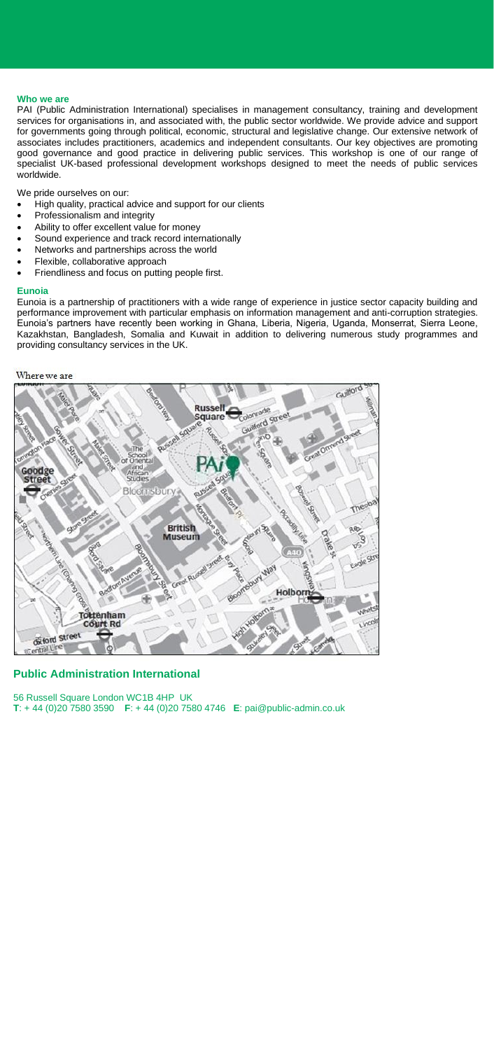### Who we are

PAI (Public Administration International) specialises in management consultancy, training and development services for organisations in, and associated with, the public sector worldwide. We provide advice and support for governments going through political, economic, structural and legislative change. Our extensive network of associates includes practitioners, academics and independent consultants. Our key objectives are promoting good governance and good practice in delivering public services. This workshop is one of our range of specialist UK-based professional development workshops designed to meet the needs of public services worldwide.

We pride ourselves on our:

- High quality, practical advice and support for our clients
- Professionalism and integrity
- Ability to offer excellent value for money
- Sound experience and track record internationally
- Networks and partnerships across the world
- Flexible, collaborative approach
- Friendliness and focus on putting people first.

### Eunoia

Eunoia is a partnership of practitioners with a wide range of experience in justice sector capacity building and performance improvement with particular emphasis on information management and anti-corruption strategies. Eunoia's partners have recently been working in Ghana, Liberia, Nigeria, Uganda, Monserrat, Sierra Leone, Kazakhstan, Bangladesh, Somalia and Kuwait in addition to delivering numerous study programmes and providing consultancy services in the UK.

Where we are

## Public Administration International

56 Russell Square London WC1B 4HP UK
**T**: + 44 (0)20 7580 3590 **F**: + 44 (0)20 7580 4746 **E**: pai@public-admin.co.uk